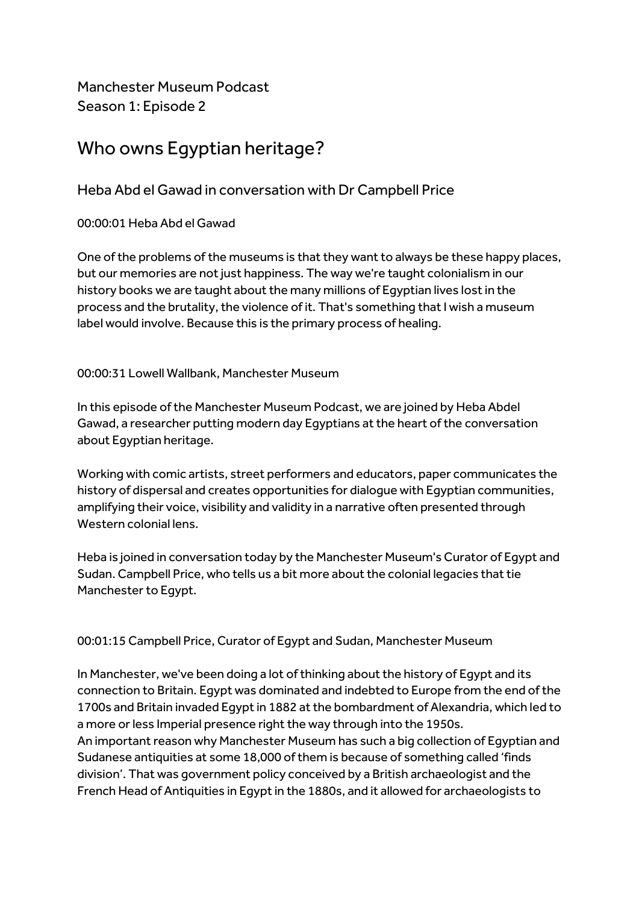Manchester Museum Podcast
Season 1: Episode 2

# Who owns Egyptian heritage?

## Heba Abd el Gawad in conversation with Dr Campbell Price

00:00:01 Heba Abd el Gawad

One of the problems of the museums is that they want to always be these happy places, but our memories are not just happiness. The way we're taught colonialism in our history books we are taught about the many millions of Egyptian lives lost in the process and the brutality, the violence of it. That's something that I wish a museum label would involve. Because this is the primary process of healing.

00:00:31 Lowell Wallbank, Manchester Museum

In this episode of the Manchester Museum Podcast, we are joined by Heba Abdel Gawad, a researcher putting modern day Egyptians at the heart of the conversation about Egyptian heritage.

Working with comic artists, street performers and educators, paper communicates the history of dispersal and creates opportunities for dialogue with Egyptian communities, amplifying their voice, visibility and validity in a narrative often presented through Western colonial lens.

Heba is joined in conversation today by the Manchester Museum's Curator of Egypt and Sudan. Campbell Price, who tells us a bit more about the colonial legacies that tie Manchester to Egypt.

00:01:15 Campbell Price, Curator of Egypt and Sudan, Manchester Museum

In Manchester, we've been doing a lot of thinking about the history of Egypt and its connection to Britain. Egypt was dominated and indebted to Europe from the end of the 1700s and Britain invaded Egypt in 1882 at the bombardment of Alexandria, which led to a more or less Imperial presence right the way through into the 1950s.
An important reason why Manchester Museum has such a big collection of Egyptian and Sudanese antiquities at some 18,000 of them is because of something called 'finds division'. That was government policy conceived by a British archaeologist and the French Head of Antiquities in Egypt in the 1880s, and it allowed for archaeologists to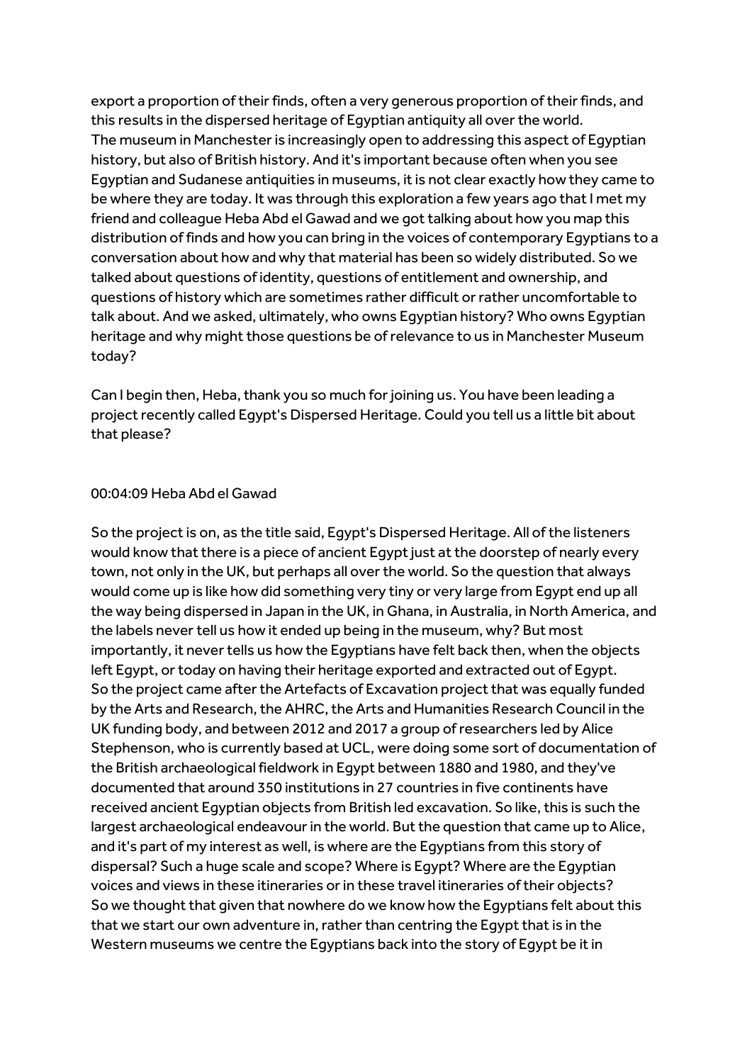export a proportion of their finds, often a very generous proportion of their finds, and this results in the dispersed heritage of Egyptian antiquity all over the world.
The museum in Manchester is increasingly open to addressing this aspect of Egyptian history, but also of British history. And it's important because often when you see Egyptian and Sudanese antiquities in museums, it is not clear exactly how they came to be where they are today. It was through this exploration a few years ago that I met my friend and colleague Heba Abd el Gawad and we got talking about how you map this distribution of finds and how you can bring in the voices of contemporary Egyptians to a conversation about how and why that material has been so widely distributed. So we talked about questions of identity, questions of entitlement and ownership, and questions of history which are sometimes rather difficult or rather uncomfortable to talk about. And we asked, ultimately, who owns Egyptian history? Who owns Egyptian heritage and why might those questions be of relevance to us in Manchester Museum today?

Can I begin then, Heba, thank you so much for joining us. You have been leading a project recently called Egypt's Dispersed Heritage. Could you tell us a little bit about that please?

00:04:09 Heba Abd el Gawad

So the project is on, as the title said, Egypt's Dispersed Heritage. All of the listeners would know that there is a piece of ancient Egypt just at the doorstep of nearly every town, not only in the UK, but perhaps all over the world. So the question that always would come up is like how did something very tiny or very large from Egypt end up all the way being dispersed in Japan in the UK, in Ghana, in Australia, in North America, and the labels never tell us how it ended up being in the museum, why? But most importantly, it never tells us how the Egyptians have felt back then, when the objects left Egypt, or today on having their heritage exported and extracted out of Egypt.
So the project came after the Artefacts of Excavation project that was equally funded by the Arts and Research, the AHRC, the Arts and Humanities Research Council in the UK funding body, and between 2012 and 2017 a group of researchers led by Alice Stephenson, who is currently based at UCL, were doing some sort of documentation of the British archaeological fieldwork in Egypt between 1880 and 1980, and they've documented that around 350 institutions in 27 countries in five continents have received ancient Egyptian objects from British led excavation. So like, this is such the largest archaeological endeavour in the world. But the question that came up to Alice, and it's part of my interest as well, is where are the Egyptians from this story of dispersal? Such a huge scale and scope? Where is Egypt? Where are the Egyptian voices and views in these itineraries or in these travel itineraries of their objects?
So we thought that given that nowhere do we know how the Egyptians felt about this that we start our own adventure in, rather than centring the Egypt that is in the Western museums we centre the Egyptians back into the story of Egypt be it in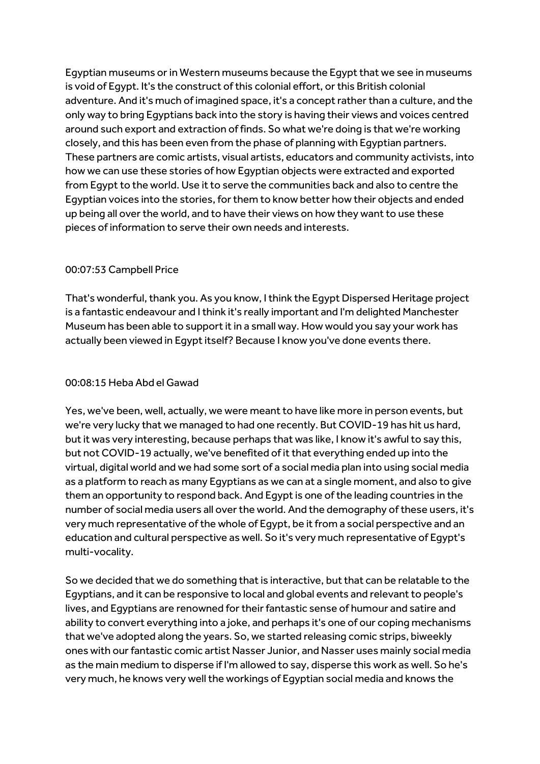Egyptian museums or in Western museums because the Egypt that we see in museums is void of Egypt. It's the construct of this colonial effort, or this British colonial adventure. And it's much of imagined space, it's a concept rather than a culture, and the only way to bring Egyptians back into the story is having their views and voices centred around such export and extraction of finds. So what we're doing is that we're working closely, and this has been even from the phase of planning with Egyptian partners. These partners are comic artists, visual artists, educators and community activists, into how we can use these stories of how Egyptian objects were extracted and exported from Egypt to the world. Use it to serve the communities back and also to centre the Egyptian voices into the stories, for them to know better how their objects and ended up being all over the world, and to have their views on how they want to use these pieces of information to serve their own needs and interests.

00:07:53 Campbell Price

That's wonderful, thank you. As you know, I think the Egypt Dispersed Heritage project is a fantastic endeavour and I think it's really important and I'm delighted Manchester Museum has been able to support it in a small way. How would you say your work has actually been viewed in Egypt itself? Because I know you've done events there.

00:08:15 Heba Abd el Gawad

Yes, we've been, well, actually, we were meant to have like more in person events, but we're very lucky that we managed to had one recently. But COVID-19 has hit us hard, but it was very interesting, because perhaps that was like, I know it's awful to say this, but not COVID-19 actually, we've benefited of it that everything ended up into the virtual, digital world and we had some sort of a social media plan into using social media as a platform to reach as many Egyptians as we can at a single moment, and also to give them an opportunity to respond back. And Egypt is one of the leading countries in the number of social media users all over the world. And the demography of these users, it's very much representative of the whole of Egypt, be it from a social perspective and an education and cultural perspective as well. So it's very much representative of Egypt's multi-vocality.

So we decided that we do something that is interactive, but that can be relatable to the Egyptians, and it can be responsive to local and global events and relevant to people's lives, and Egyptians are renowned for their fantastic sense of humour and satire and ability to convert everything into a joke, and perhaps it's one of our coping mechanisms that we've adopted along the years. So, we started releasing comic strips, biweekly ones with our fantastic comic artist Nasser Junior, and Nasser uses mainly social media as the main medium to disperse if I'm allowed to say, disperse this work as well. So he's very much, he knows very well the workings of Egyptian social media and knows the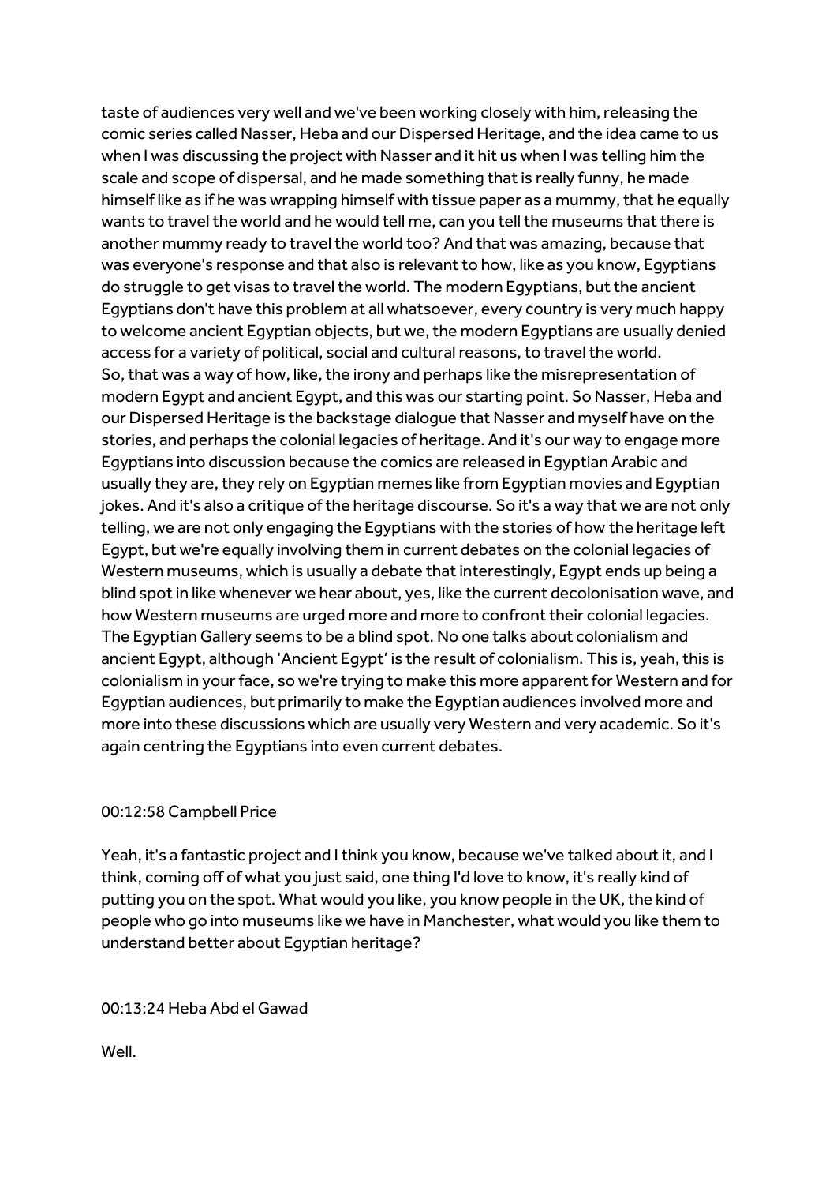taste of audiences very well and we've been working closely with him, releasing the comic series called Nasser, Heba and our Dispersed Heritage, and the idea came to us when I was discussing the project with Nasser and it hit us when I was telling him the scale and scope of dispersal, and he made something that is really funny, he made himself like as if he was wrapping himself with tissue paper as a mummy, that he equally wants to travel the world and he would tell me, can you tell the museums that there is another mummy ready to travel the world too? And that was amazing, because that was everyone's response and that also is relevant to how, like as you know, Egyptians do struggle to get visas to travel the world. The modern Egyptians, but the ancient Egyptians don't have this problem at all whatsoever, every country is very much happy to welcome ancient Egyptian objects, but we, the modern Egyptians are usually denied access for a variety of political, social and cultural reasons, to travel the world.
So, that was a way of how, like, the irony and perhaps like the misrepresentation of modern Egypt and ancient Egypt, and this was our starting point. So Nasser, Heba and our Dispersed Heritage is the backstage dialogue that Nasser and myself have on the stories, and perhaps the colonial legacies of heritage. And it's our way to engage more Egyptians into discussion because the comics are released in Egyptian Arabic and usually they are, they rely on Egyptian memes like from Egyptian movies and Egyptian jokes. And it's also a critique of the heritage discourse. So it's a way that we are not only telling, we are not only engaging the Egyptians with the stories of how the heritage left Egypt, but we're equally involving them in current debates on the colonial legacies of Western museums, which is usually a debate that interestingly, Egypt ends up being a blind spot in like whenever we hear about, yes, like the current decolonisation wave, and how Western museums are urged more and more to confront their colonial legacies. The Egyptian Gallery seems to be a blind spot. No one talks about colonialism and ancient Egypt, although 'Ancient Egypt' is the result of colonialism. This is, yeah, this is colonialism in your face, so we're trying to make this more apparent for Western and for Egyptian audiences, but primarily to make the Egyptian audiences involved more and more into these discussions which are usually very Western and very academic. So it's again centring the Egyptians into even current debates.

00:12:58 Campbell Price

Yeah, it's a fantastic project and I think you know, because we've talked about it, and I think, coming off of what you just said, one thing I'd love to know, it's really kind of putting you on the spot. What would you like, you know people in the UK, the kind of people who go into museums like we have in Manchester, what would you like them to understand better about Egyptian heritage?

00:13:24 Heba Abd el Gawad

Well.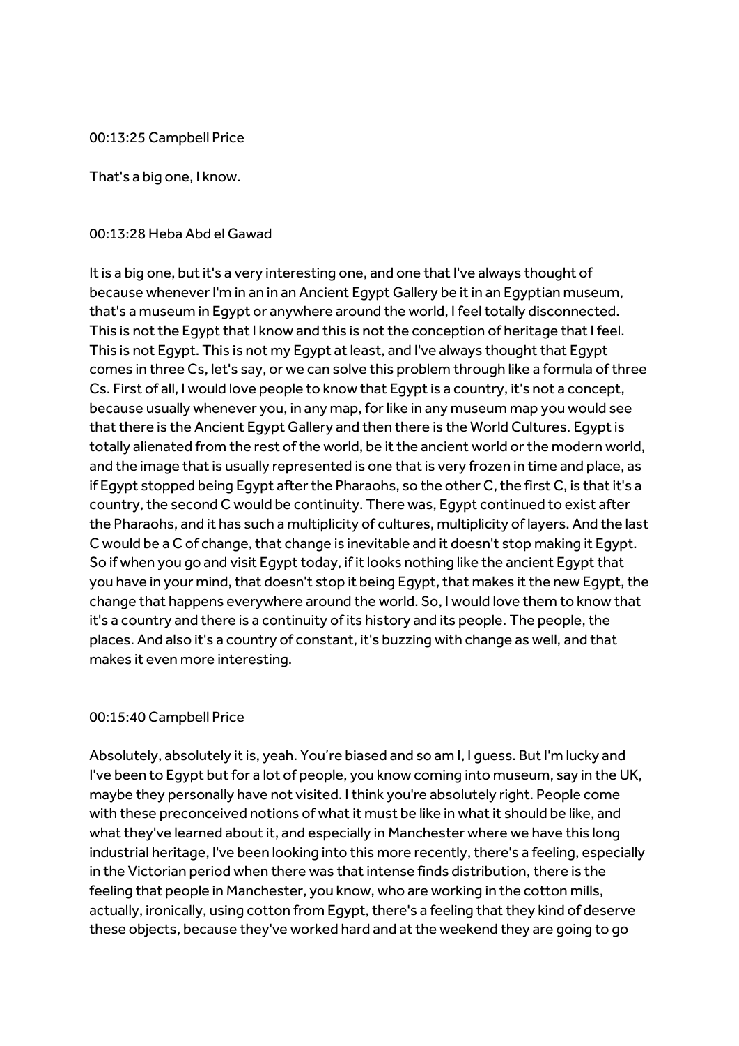00:13:25 Campbell Price

That's a big one, I know.

00:13:28 Heba Abd el Gawad

It is a big one, but it's a very interesting one, and one that I've always thought of because whenever I'm in an in an Ancient Egypt Gallery be it in an Egyptian museum, that's a museum in Egypt or anywhere around the world, I feel totally disconnected. This is not the Egypt that I know and this is not the conception of heritage that I feel. This is not Egypt. This is not my Egypt at least, and I've always thought that Egypt comes in three Cs, let's say, or we can solve this problem through like a formula of three Cs. First of all, I would love people to know that Egypt is a country, it's not a concept, because usually whenever you, in any map, for like in any museum map you would see that there is the Ancient Egypt Gallery and then there is the World Cultures. Egypt is totally alienated from the rest of the world, be it the ancient world or the modern world, and the image that is usually represented is one that is very frozen in time and place, as if Egypt stopped being Egypt after the Pharaohs, so the other C, the first C, is that it's a country, the second C would be continuity. There was, Egypt continued to exist after the Pharaohs, and it has such a multiplicity of cultures, multiplicity of layers. And the last C would be a C of change, that change is inevitable and it doesn't stop making it Egypt. So if when you go and visit Egypt today, if it looks nothing like the ancient Egypt that you have in your mind, that doesn't stop it being Egypt, that makes it the new Egypt, the change that happens everywhere around the world. So, I would love them to know that it's a country and there is a continuity of its history and its people. The people, the places. And also it's a country of constant, it's buzzing with change as well, and that makes it even more interesting.

00:15:40 Campbell Price

Absolutely, absolutely it is, yeah. You're biased and so am I, I guess. But I'm lucky and I've been to Egypt but for a lot of people, you know coming into museum, say in the UK, maybe they personally have not visited. I think you're absolutely right. People come with these preconceived notions of what it must be like in what it should be like, and what they've learned about it, and especially in Manchester where we have this long industrial heritage, I've been looking into this more recently, there's a feeling, especially in the Victorian period when there was that intense finds distribution, there is the feeling that people in Manchester, you know, who are working in the cotton mills, actually, ironically, using cotton from Egypt, there's a feeling that they kind of deserve these objects, because they've worked hard and at the weekend they are going to go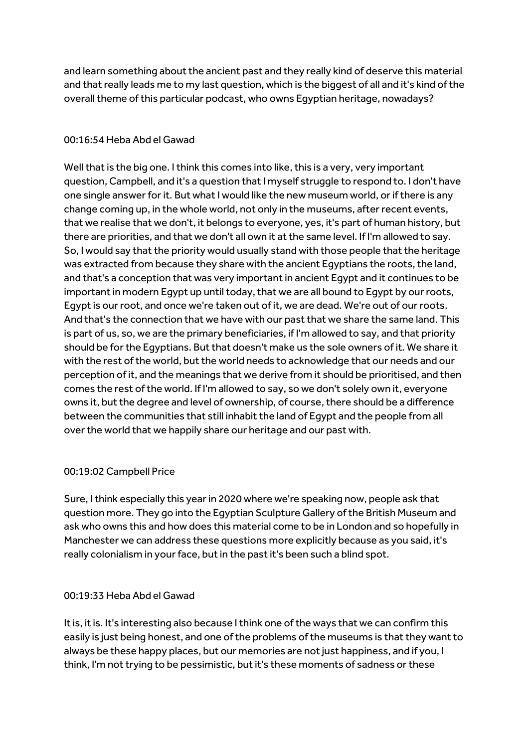and learn something about the ancient past and they really kind of deserve this material and that really leads me to my last question, which is the biggest of all and it's kind of the overall theme of this particular podcast, who owns Egyptian heritage, nowadays?

00:16:54 Heba Abd el Gawad

Well that is the big one. I think this comes into like, this is a very, very important question, Campbell, and it's a question that I myself struggle to respond to. I don't have one single answer for it. But what I would like the new museum world, or if there is any change coming up, in the whole world, not only in the museums, after recent events, that we realise that we don't, it belongs to everyone, yes, it's part of human history, but there are priorities, and that we don't all own it at the same level. If I'm allowed to say. So, I would say that the priority would usually stand with those people that the heritage was extracted from because they share with the ancient Egyptians the roots, the land, and that's a conception that was very important in ancient Egypt and it continues to be important in modern Egypt up until today, that we are all bound to Egypt by our roots, Egypt is our root, and once we're taken out of it, we are dead. We're out of our roots. And that's the connection that we have with our past that we share the same land. This is part of us, so, we are the primary beneficiaries, if I'm allowed to say, and that priority should be for the Egyptians. But that doesn't make us the sole owners of it. We share it with the rest of the world, but the world needs to acknowledge that our needs and our perception of it, and the meanings that we derive from it should be prioritised, and then comes the rest of the world. If I'm allowed to say, so we don't solely own it, everyone owns it, but the degree and level of ownership, of course, there should be a difference between the communities that still inhabit the land of Egypt and the people from all over the world that we happily share our heritage and our past with.

00:19:02 Campbell Price

Sure, I think especially this year in 2020 where we're speaking now, people ask that question more. They go into the Egyptian Sculpture Gallery of the British Museum and ask who owns this and how does this material come to be in London and so hopefully in Manchester we can address these questions more explicitly because as you said, it's really colonialism in your face, but in the past it's been such a blind spot.

00:19:33 Heba Abd el Gawad

It is, it is. It's interesting also because I think one of the ways that we can confirm this easily is just being honest, and one of the problems of the museums is that they want to always be these happy places, but our memories are not just happiness, and if you, I think, I'm not trying to be pessimistic, but it's these moments of sadness or these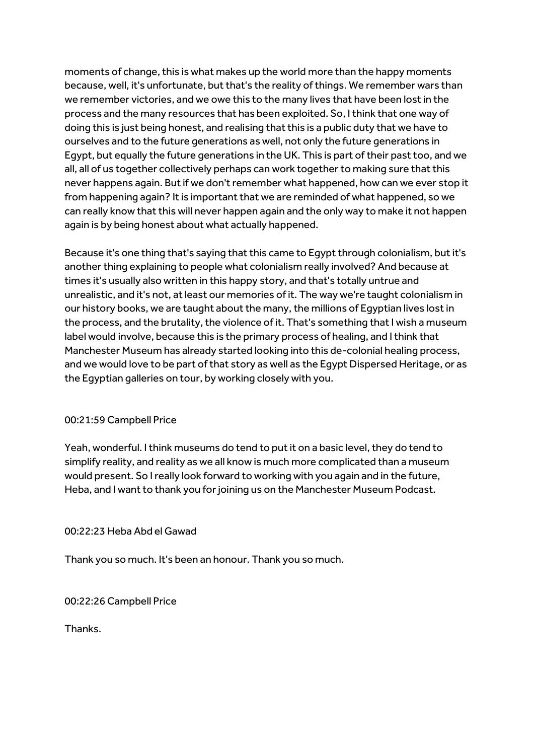moments of change, this is what makes up the world more than the happy moments because, well, it's unfortunate, but that's the reality of things. We remember wars than we remember victories, and we owe this to the many lives that have been lost in the process and the many resources that has been exploited. So, I think that one way of doing this is just being honest, and realising that this is a public duty that we have to ourselves and to the future generations as well, not only the future generations in Egypt, but equally the future generations in the UK. This is part of their past too, and we all, all of us together collectively perhaps can work together to making sure that this never happens again. But if we don't remember what happened, how can we ever stop it from happening again? It is important that we are reminded of what happened, so we can really know that this will never happen again and the only way to make it not happen again is by being honest about what actually happened.

Because it's one thing that's saying that this came to Egypt through colonialism, but it's another thing explaining to people what colonialism really involved? And because at times it's usually also written in this happy story, and that's totally untrue and unrealistic, and it's not, at least our memories of it. The way we're taught colonialism in our history books, we are taught about the many, the millions of Egyptian lives lost in the process, and the brutality, the violence of it. That's something that I wish a museum label would involve, because this is the primary process of healing, and I think that Manchester Museum has already started looking into this de-colonial healing process, and we would love to be part of that story as well as the Egypt Dispersed Heritage, or as the Egyptian galleries on tour, by working closely with you.

00:21:59 Campbell Price

Yeah, wonderful. I think museums do tend to put it on a basic level, they do tend to simplify reality, and reality as we all know is much more complicated than a museum would present. So I really look forward to working with you again and in the future, Heba, and I want to thank you for joining us on the Manchester Museum Podcast.

00:22:23 Heba Abd el Gawad

Thank you so much. It's been an honour. Thank you so much.

00:22:26 Campbell Price

Thanks.